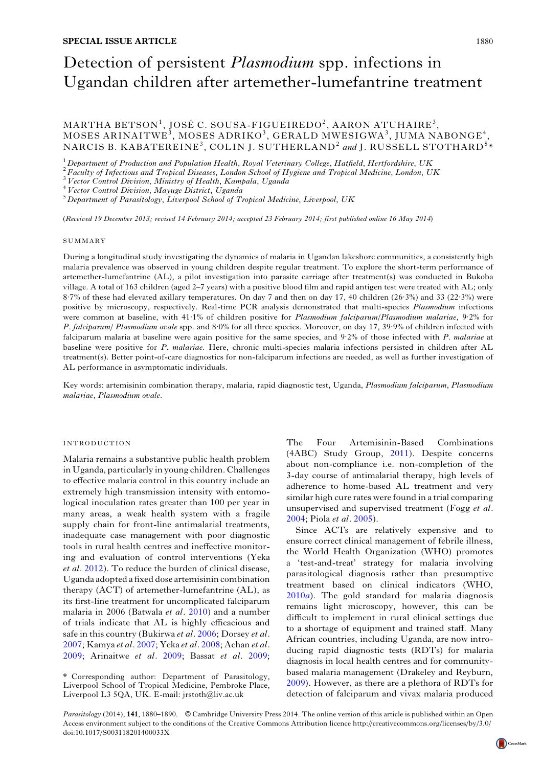**SPECIAL ISSUE ARTICLE**

# Detection of persistent *Plasmodium* spp. infections in Ugandan children after artemether-lumefantrine treatment

MARTHA BETSON[1], JOSÉ C. SOUSA-FIGUEIREDO[2], AARON ATUHAIRE[3], MOSES ARINAITWE[3], MOSES ADRIKO[3], GERALD MWESIGWA[3], JUMA NABONGE[4], NARCIS B. KABATEREINE[3], COLIN J. SUTHERLAND[2] *and* J. RUSSELL STOTHARD[5]*

[1] *Department of Production and Population Health, Royal Veterinary College, Hatfield, Hertfordshire, UK*
[2] *Faculty of Infectious and Tropical Diseases, London School of Hygiene and Tropical Medicine, London, UK*
[3] *Vector Control Division, Ministry of Health, Kampala, Uganda*
[4] *Vector Control Division, Mayuge District, Uganda*
[5] *Department of Parasitology, Liverpool School of Tropical Medicine, Liverpool, UK*

(*Received 19 December 2013; revised 14 February 2014; accepted 23 February 2014; first published online 16 May 2014*)

## SUMMARY

During a longitudinal study investigating the dynamics of malaria in Ugandan lakeshore communities, a consistently high malaria prevalence was observed in young children despite regular treatment. To explore the short-term performance of artemether-lumefantrine (AL), a pilot investigation into parasite carriage after treatment(s) was conducted in Bukoba village. A total of 163 children (aged 2–7 years) with a positive blood film and rapid antigen test were treated with AL; only 8·7% of these had elevated axillary temperatures. On day 7 and then on day 17, 40 children (26·3%) and 33 (22·3%) were positive by microscopy, respectively. Real-time PCR analysis demonstrated that multi-species *Plasmodium* infections were common at baseline, with 41·1% of children positive for *Plasmodium falciparum*/*Plasmodium malariae*, 9·2% for *P. falciparum*/ *Plasmodium ovale* spp. and 8·0% for all three species. Moreover, on day 17, 39·9% of children infected with falciparum malaria at baseline were again positive for the same species, and 9·2% of those infected with *P. malariae* at baseline were positive for *P. malariae*. Here, chronic multi-species malaria infections persisted in children after AL treatment(s). Better point-of-care diagnostics for non-falciparum infections are needed, as well as further investigation of AL performance in asymptomatic individuals.

Key words: artemisinin combination therapy, malaria, rapid diagnostic test, Uganda, *Plasmodium falciparum*, *Plasmodium malariae*, *Plasmodium ovale*.

## INTRODUCTION

Malaria remains a substantive public health problem in Uganda, particularly in young children. Challenges to effective malaria control in this country include an extremely high transmission intensity with entomological inoculation rates greater than 100 per year in many areas, a weak health system with a fragile supply chain for front-line antimalarial treatments, inadequate case management with poor diagnostic tools in rural health centres and ineffective monitoring and evaluation of control interventions (Yeka *et al*. 2012). To reduce the burden of clinical disease, Uganda adopted a fixed dose artemisinin combination therapy (ACT) of artemether-lumefantrine (AL), as its first-line treatment for uncomplicated falciparum malaria in 2006 (Batwala *et al*. 2010) and a number of trials indicate that AL is highly efficacious and safe in this country (Bukirwa *et al*. 2006; Dorsey *et al*. 2007; Kamya *et al*. 2007; Yeka *et al*. 2008; Achan *et al*. 2009; Arinaitwe *et al*. 2009; Bassat *et al*. 2009; The Four Artemisinin-Based Combinations (4ABC) Study Group, 2011). Despite concerns about non-compliance i.e. non-completion of the 3-day course of antimalarial therapy, high levels of adherence to home-based AL treatment and very similar high cure rates were found in a trial comparing unsupervised and supervised treatment (Fogg *et al*. 2004; Piola *et al*. 2005).

Since ACTs are relatively expensive and to ensure correct clinical management of febrile illness, the World Health Organization (WHO) promotes a 'test-and-treat' strategy for malaria involving parasitological diagnosis rather than presumptive treatment based on clinical indicators (WHO, 2010*a*). The gold standard for malaria diagnosis remains light microscopy, however, this can be difficult to implement in rural clinical settings due to a shortage of equipment and trained staff. Many African countries, including Uganda, are now introducing rapid diagnostic tests (RDTs) for malaria diagnosis in local health centres and for community-based malaria management (Drakeley and Reyburn, 2009). However, as there are a plethora of RDTs for detection of falciparum and vivax malaria produced

\* Corresponding author: Department of Parasitology, Liverpool School of Tropical Medicine, Pembroke Place, Liverpool L3 5QA, UK. E-mail: jrstoth@liv.ac.uk

*Parasitology* (2014), **141**, 1880–1890. © Cambridge University Press 2014. The online version of this article is published within an Open Access environment subject to the conditions of the Creative Commons Attribution licence http://creativecommons.org/licenses/by/3.0/ doi:10.1017/S003118201400033X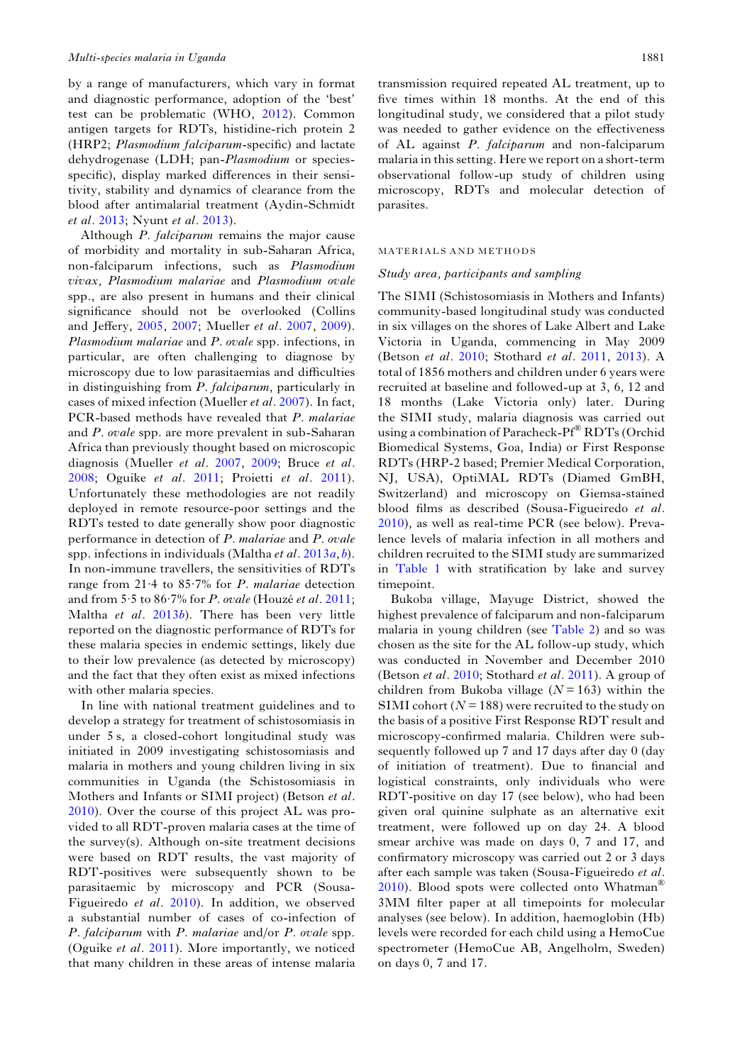by a range of manufacturers, which vary in format and diagnostic performance, adoption of the 'best' test can be problematic (WHO, 2012). Common antigen targets for RDTs, histidine-rich protein 2 (HRP2; *Plasmodium falciparum*-specific) and lactate dehydrogenase (LDH; pan-*Plasmodium* or species-specific), display marked differences in their sensitivity, stability and dynamics of clearance from the blood after antimalarial treatment (Aydin-Schmidt *et al*. 2013; Nyunt *et al*. 2013).

Although *P. falciparum* remains the major cause of morbidity and mortality in sub-Saharan Africa, non-falciparum infections, such as *Plasmodium vivax*, *Plasmodium malariae* and *Plasmodium ovale* spp., are also present in humans and their clinical significance should not be overlooked (Collins and Jeffery, 2005, 2007; Mueller *et al*. 2007, 2009). *Plasmodium malariae* and *P. ovale* spp. infections, in particular, are often challenging to diagnose by microscopy due to low parasitaemias and difficulties in distinguishing from *P. falciparum*, particularly in cases of mixed infection (Mueller *et al*. 2007). In fact, PCR-based methods have revealed that *P. malariae* and *P. ovale* spp. are more prevalent in sub-Saharan Africa than previously thought based on microscopic diagnosis (Mueller *et al*. 2007, 2009; Bruce *et al*. 2008; Oguike *et al*. 2011; Proietti *et al*. 2011). Unfortunately these methodologies are not readily deployed in remote resource-poor settings and the RDTs tested to date generally show poor diagnostic performance in detection of *P. malariae* and *P. ovale* spp. infections in individuals (Maltha *et al*. 2013*a*, *b*). In non-immune travellers, the sensitivities of RDTs range from 21·4 to 85·7% for *P. malariae* detection and from 5·5 to 86·7% for *P. ovale* (Houzé *et al*. 2011; Maltha *et al*. 2013*b*). There has been very little reported on the diagnostic performance of RDTs for these malaria species in endemic settings, likely due to their low prevalence (as detected by microscopy) and the fact that they often exist as mixed infections with other malaria species.

In line with national treatment guidelines and to develop a strategy for treatment of schistosomiasis in under 5 s, a closed-cohort longitudinal study was initiated in 2009 investigating schistosomiasis and malaria in mothers and young children living in six communities in Uganda (the Schistosomiasis in Mothers and Infants or SIMI project) (Betson *et al*. 2010). Over the course of this project AL was provided to all RDT-proven malaria cases at the time of the survey(s). Although on-site treatment decisions were based on RDT results, the vast majority of RDT-positives were subsequently shown to be parasitaemic by microscopy and PCR (Sousa-Figueiredo *et al*. 2010). In addition, we observed a substantial number of cases of co-infection of *P. falciparum* with *P. malariae* and/or *P. ovale* spp. (Oguike *et al*. 2011). More importantly, we noticed that many children in these areas of intense malaria transmission required repeated AL treatment, up to five times within 18 months. At the end of this longitudinal study, we considered that a pilot study was needed to gather evidence on the effectiveness of AL against *P. falciparum* and non-falciparum malaria in this setting. Here we report on a short-term observational follow-up study of children using microscopy, RDTs and molecular detection of parasites.

## MATERIALS AND METHODS

### Study area, participants and sampling

The SIMI (Schistosomiasis in Mothers and Infants) community-based longitudinal study was conducted in six villages on the shores of Lake Albert and Lake Victoria in Uganda, commencing in May 2009 (Betson *et al*. 2010; Stothard *et al*. 2011, 2013). A total of 1856 mothers and children under 6 years were recruited at baseline and followed-up at 3, 6, 12 and 18 months (Lake Victoria only) later. During the SIMI study, malaria diagnosis was carried out using a combination of Paracheck-Pf® RDTs (Orchid Biomedical Systems, Goa, India) or First Response RDTs (HRP-2 based; Premier Medical Corporation, NJ, USA), OptiMAL RDTs (Diamed GmBH, Switzerland) and microscopy on Giemsa-stained blood films as described (Sousa-Figueiredo *et al*. 2010), as well as real-time PCR (see below). Prevalence levels of malaria infection in all mothers and children recruited to the SIMI study are summarized in Table 1 with stratification by lake and survey timepoint.

Bukoba village, Mayuge District, showed the highest prevalence of falciparum and non-falciparum malaria in young children (see Table 2) and so was chosen as the site for the AL follow-up study, which was conducted in November and December 2010 (Betson *et al*. 2010; Stothard *et al*. 2011). A group of children from Bukoba village ($N = 163$) within the SIMI cohort ($N = 188$) were recruited to the study on the basis of a positive First Response RDT result and microscopy-confirmed malaria. Children were subsequently followed up 7 and 17 days after day 0 (day of initiation of treatment). Due to financial and logistical constraints, only individuals who were RDT-positive on day 17 (see below), who had been given oral quinine sulphate as an alternative exit treatment, were followed up on day 24. A blood smear archive was made on days 0, 7 and 17, and confirmatory microscopy was carried out 2 or 3 days after each sample was taken (Sousa-Figueiredo *et al*. 2010). Blood spots were collected onto Whatman® 3MM filter paper at all timepoints for molecular analyses (see below). In addition, haemoglobin (Hb) levels were recorded for each child using a HemoCue spectrometer (HemoCue AB, Angelholm, Sweden) on days 0, 7 and 17.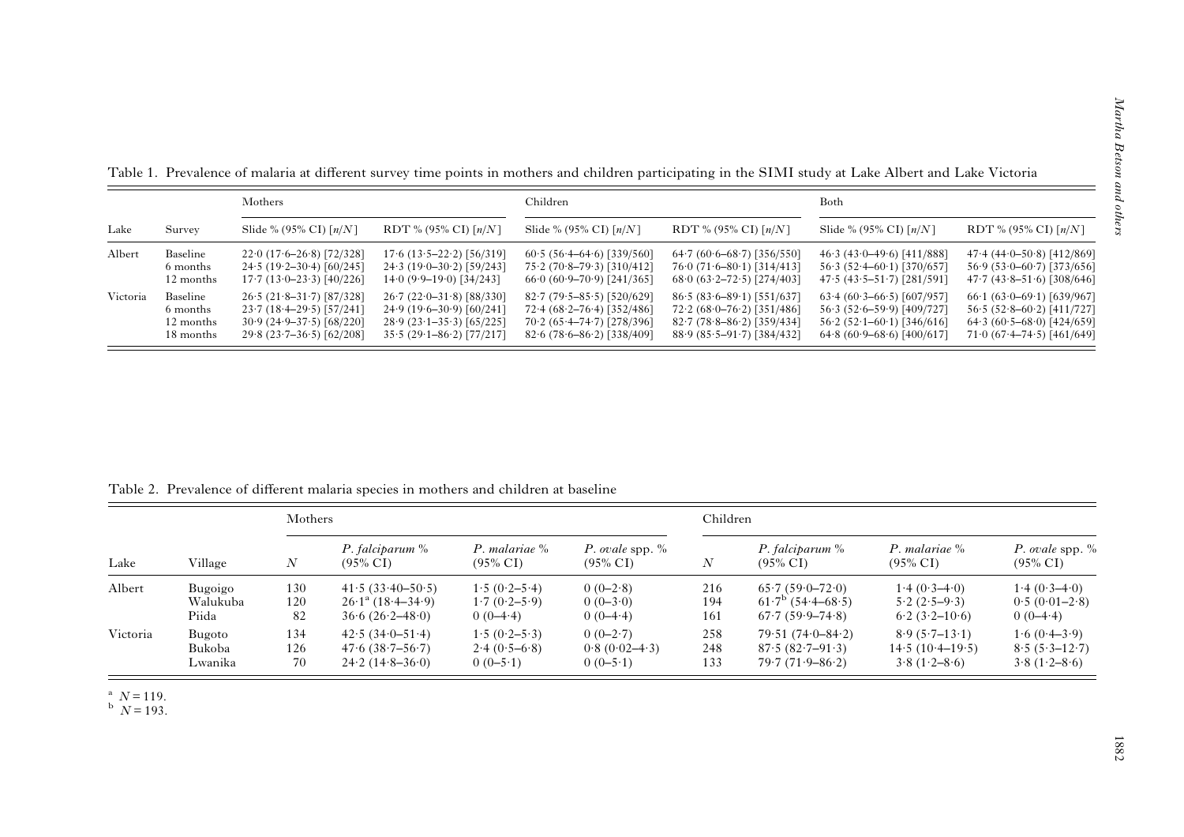Table 1. Prevalence of malaria at different survey time points in mothers and children participating in the SIMI study at Lake Albert and Lake Victoria

| | | Mothers | | Children | | Both | |
|---|---|---|---|---|---|---|---|
| Lake | Survey | Slide % (95% CI) [n/N] | RDT % (95% CI) [n/N] | Slide % (95% CI) [n/N] | RDT % (95% CI) [n/N] | Slide % (95% CI) [n/N] | RDT % (95% CI) [n/N] |
| Albert | Baseline | 22·0 (17·6–26·8) [72/328] | 17·6 (13·5–22·2) [56/319] | 60·5 (56·4–64·6) [339/560] | 64·7 (60·6–68·7) [356/550] | 46·3 (43·0–49·6) [411/888] | 47·4 (44·0–50·8) [412/869] |
| | 6 months | 24·5 (19·2–30·4) [60/245] | 24·3 (19·0–30·2) [59/243] | 75·2 (70·8–79·3) [310/412] | 76·0 (71·6–80·1) [314/413] | 56·3 (52·4–60·1) [370/657] | 56·9 (53·0–60·7) [373/656] |
| | 12 months | 17·7 (13·0–23·3) [40/226] | 14·0 (9·9–19·0) [34/243] | 66·0 (60·9–70·9) [241/365] | 68·0 (63·2–72·5) [274/403] | 47·5 (43·5–51·7) [281/591] | 47·7 (43·8–51·6) [308/646] |
| Victoria | Baseline | 26·5 (21·8–31·7) [87/328] | 26·7 (22·0–31·8) [88/330] | 82·7 (79·5–85·5) [520/629] | 86·5 (83·6–89·1) [551/637] | 63·4 (60·3–66·5) [607/957] | 66·1 (63·0–69·1) [639/967] |
| | 6 months | 23·7 (18·4–29·5) [57/241] | 24·9 (19·6–30·9) [60/241] | 72·4 (68·2–76·4) [352/486] | 72·2 (68·0–76·2) [351/486] | 56·3 (52·6–59·9) [409/727] | 56·5 (52·8–60·2) [411/727] |
| | 12 months | 30·9 (24·9–37·5) [68/220] | 28·9 (23·1–35·3) [65/225] | 70·2 (65·4–74·7) [278/396] | 82·7 (78·8–86·2) [359/434] | 56·2 (52·1–60·1) [346/616] | 64·3 (60·5–68·0) [424/659] |
| | 18 months | 29·8 (23·7–36·5) [62/208] | 35·5 (29·1–86·2) [77/217] | 82·6 (78·6–86·2) [338/409] | 88·9 (85·5–91·7) [384/432] | 64·8 (60·9–68·6) [400/617] | 71·0 (67·4–74·5) [461/649] |

Table 2. Prevalence of different malaria species in mothers and children at baseline

| | | Mothers | | | | Children | | | |
|---|---|---|---|---|---|---|---|---|---|
| Lake | Village | N | *P. falciparum* % (95% CI) | *P. malariae* % (95% CI) | *P. ovale* spp. % (95% CI) | N | *P. falciparum* % (95% CI) | *P. malariae* % (95% CI) | *P. ovale* spp. % (95% CI) |
| Albert | Bugoigo | 130 | 41·5 (33·40–50·5) | 1·5 (0·2–5·4) | 0 (0–2·8) | 216 | 65·7 (59·0–72·0) | 1·4 (0·3–4·0) | 1·4 (0·3–4·0) |
| | Walukuba | 120 | 26·1[a] (18·4–34·9) | 1·7 (0·2–5·9) | 0 (0–3·0) | 194 | 61·7[b] (54·4–68·5) | 5·2 (2·5–9·3) | 0·5 (0·01–2·8) |
| | Piida | 82 | 36·6 (26·2–48·0) | 0 (0–4·4) | 0 (0–4·4) | 161 | 67·7 (59·9–74·8) | 6·2 (3·2–10·6) | 0 (0–4·4) |
| Victoria | Bugoto | 134 | 42·5 (34·0–51·4) | 1·5 (0·2–5·3) | 0 (0–2·7) | 258 | 79·51 (74·0–84·2) | 8·9 (5·7–13·1) | 1·6 (0·4–3·9) |
| | Bukoba | 126 | 47·6 (38·7–56·7) | 2·4 (0·5–6·8) | 0·8 (0·02–4·3) | 248 | 87·5 (82·7–91·3) | 14·5 (10·4–19·5) | 8·5 (5·3–12·7) |
| | Lwanika | 70 | 24·2 (14·8–36·0) | 0 (0–5·1) | 0 (0–5·1) | 133 | 79·7 (71·9–86·2) | 3·8 (1·2–8·6) | 3·8 (1·2–8·6) |

[a] $N = 119$.
[b] $N = 193$.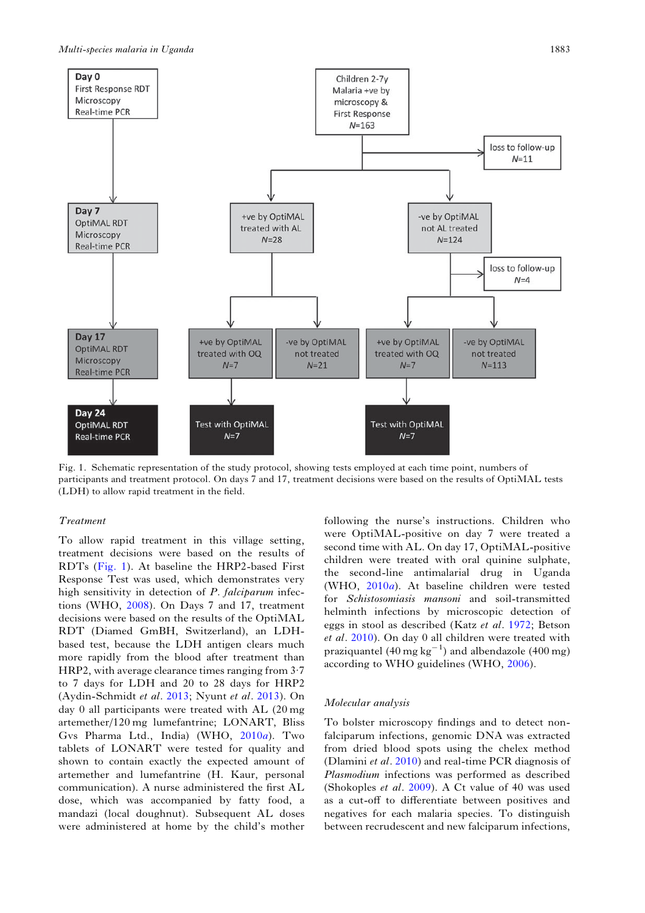Fig. 1. Schematic representation of the study protocol, showing tests employed at each time point, numbers of participants and treatment protocol. On days 7 and 17, treatment decisions were based on the results of OptiMAL tests (LDH) to allow rapid treatment in the field.

### *Treatment*

To allow rapid treatment in this village setting, treatment decisions were based on the results of RDTs (Fig. 1). At baseline the HRP2-based First Response Test was used, which demonstrates very high sensitivity in detection of *P. falciparum* infections (WHO, 2008). On Days 7 and 17, treatment decisions were based on the results of the OptiMAL RDT (Diamed GmBH, Switzerland), an LDH-based test, because the LDH antigen clears much more rapidly from the blood after treatment than HRP2, with average clearance times ranging from 3·7 to 7 days for LDH and 20 to 28 days for HRP2 (Aydin-Schmidt *et al*. 2013; Nyunt *et al*. 2013). On day 0 all participants were treated with AL (20 mg artemether/120 mg lumefantrine; LONART, Bliss Gvs Pharma Ltd., India) (WHO, 2010*a*). Two tablets of LONART were tested for quality and shown to contain exactly the expected amount of artemether and lumefantrine (H. Kaur, personal communication). A nurse administered the first AL dose, which was accompanied by fatty food, a mandazi (local doughnut). Subsequent AL doses were administered at home by the child's mother following the nurse's instructions. Children who were OptiMAL-positive on day 7 were treated a second time with AL. On day 17, OptiMAL-positive children were treated with oral quinine sulphate, the second-line antimalarial drug in Uganda (WHO, 2010*a*). At baseline children were tested for *Schistosomiasis mansoni* and soil-transmitted helminth infections by microscopic detection of eggs in stool as described (Katz *et al*. 1972; Betson *et al*. 2010). On day 0 all children were treated with praziquantel (40 mg kg$^{-1}$) and albendazole (400 mg) according to WHO guidelines (WHO, 2006).

### *Molecular analysis*

To bolster microscopy findings and to detect non-falciparum infections, genomic DNA was extracted from dried blood spots using the chelex method (Dlamini *et al*. 2010) and real-time PCR diagnosis of *Plasmodium* infections was performed as described (Shokoples *et al*. 2009). A Ct value of 40 was used as a cut-off to differentiate between positives and negatives for each malaria species. To distinguish between recrudescent and new falciparum infections,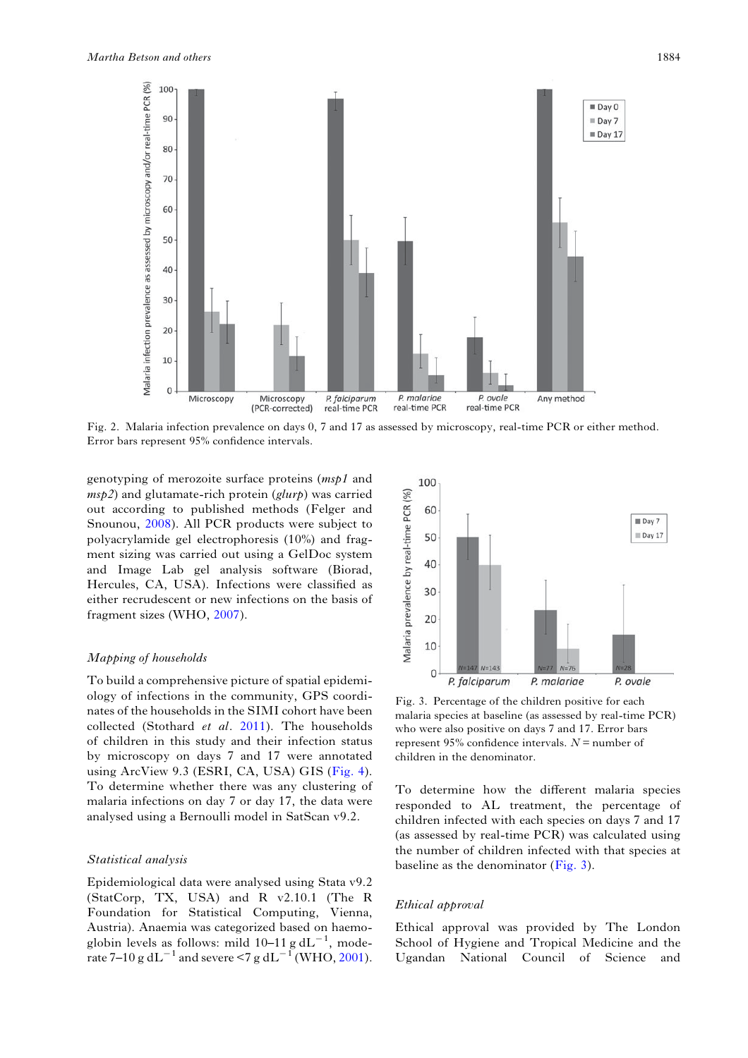Fig. 2. Malaria infection prevalence on days 0, 7 and 17 as assessed by microscopy, real-time PCR or either method. Error bars represent 95% confidence intervals.

genotyping of merozoite surface proteins (*msp1* and *msp2*) and glutamate-rich protein (*glurp*) was carried out according to published methods (Felger and Snounou, 2008). All PCR products were subject to polyacrylamide gel electrophoresis (10%) and fragment sizing was carried out using a GelDoc system and Image Lab gel analysis software (Biorad, Hercules, CA, USA). Infections were classified as either recrudescent or new infections on the basis of fragment sizes (WHO, 2007).

### Mapping of households

To build a comprehensive picture of spatial epidemiology of infections in the community, GPS coordinates of the households in the SIMI cohort have been collected (Stothard *et al*. 2011). The households of children in this study and their infection status by microscopy on days 7 and 17 were annotated using ArcView 9.3 (ESRI, CA, USA) GIS (Fig. 4). To determine whether there was any clustering of malaria infections on day 7 or day 17, the data were analysed using a Bernoulli model in SatScan v9.2.

### Statistical analysis

Epidemiological data were analysed using Stata v9.2 (StatCorp, TX, USA) and R v2.10.1 (The R Foundation for Statistical Computing, Vienna, Austria). Anaemia was categorized based on haemoglobin levels as follows: mild 10–11 g $dL^{-1}$, moderate 7–10 g $dL^{-1}$ and severe <7 g $dL^{-1}$ (WHO, 2001).

Fig. 3. Percentage of the children positive for each malaria species at baseline (as assessed by real-time PCR) who were also positive on days 7 and 17. Error bars represent 95% confidence intervals. $N$ = number of children in the denominator.

To determine how the different malaria species responded to AL treatment, the percentage of children infected with each species on days 7 and 17 (as assessed by real-time PCR) was calculated using the number of children infected with that species at baseline as the denominator (Fig. 3).

### Ethical approval

Ethical approval was provided by The London School of Hygiene and Tropical Medicine and the Ugandan National Council of Science and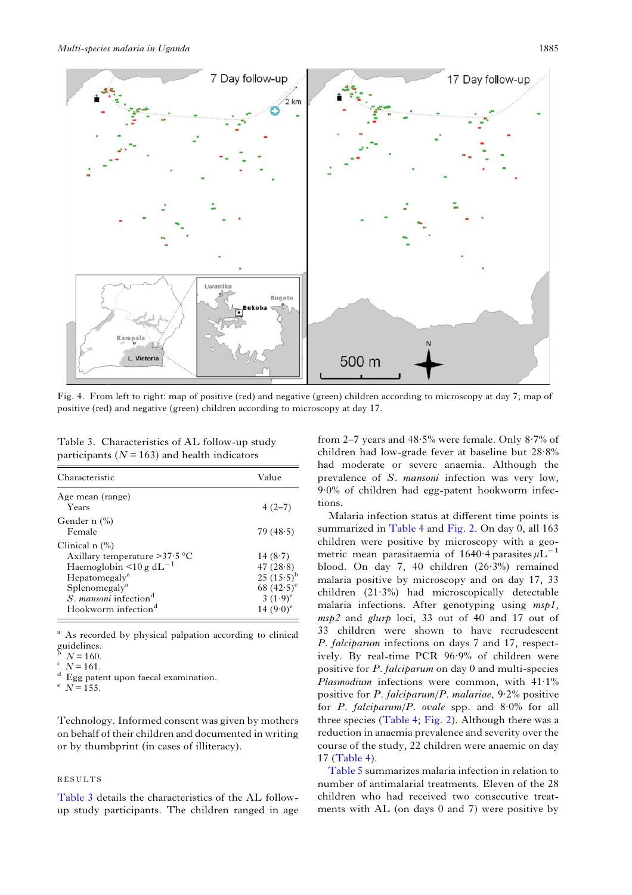Fig. 4. From left to right: map of positive (red) and negative (green) children according to microscopy at day 7; map of positive (red) and negative (green) children according to microscopy at day 17.

Table 3. Characteristics of AL follow-up study participants ($N = 163$) and health indicators

| Characteristic | Value |
|---|---|
| Age mean (range) | |
| Years | 4 (2–7) |
| Gender n (%) | |
| Female | 79 (48·5) |
| Clinical n (%) | |
| Axillary temperature >37·5 °C | 14 (8·7) |
| Haemoglobin <10 g dL$^{-1}$ | 47 (28·8) |
| Hepatomegaly[a] | 25 (15·5)[b] |
| Splenomegaly[a] | 68 (42·5)[c] |
| *S. mansoni* infection[d] | 3 (1·9)[e] |
| Hookworm infection[d] | 14 (9·0)[e] |

[a] As recorded by physical palpation according to clinical guidelines.
[b] $N = 160$.
[c] $N = 161$.
[d] Egg patent upon faecal examination.
[e] $N = 155$.

Technology. Informed consent was given by mothers on behalf of their children and documented in writing or by thumbprint (in cases of illiteracy).

## RESULTS

Table 3 details the characteristics of the AL follow-up study participants. The children ranged in age from 2–7 years and 48·5% were female. Only 8·7% of children had low-grade fever at baseline but 28·8% had moderate or severe anaemia. Although the prevalence of *S. mansoni* infection was very low, 9·0% of children had egg-patent hookworm infections.

Malaria infection status at different time points is summarized in Table 4 and Fig. 2. On day 0, all 163 children were positive by microscopy with a geometric mean parasitaemia of 1640·4 parasites $\mu$L$^{-1}$ blood. On day 7, 40 children (26·3%) remained malaria positive by microscopy and on day 17, 33 children (21·3%) had microscopically detectable malaria infections. After genotyping using *msp1, msp2* and *glurp* loci, 33 out of 40 and 17 out of 33 children were shown to have recrudescent *P. falciparum* infections on days 7 and 17, respectively. By real-time PCR 96·9% of children were positive for *P. falciparum* on day 0 and multi-species *Plasmodium* infections were common, with 41·1% positive for *P. falciparum*/*P. malariae*, 9·2% positive for *P. falciparum*/*P. ovale* spp. and 8·0% for all three species (Table 4; Fig. 2). Although there was a reduction in anaemia prevalence and severity over the course of the study, 22 children were anaemic on day 17 (Table 4).

Table 5 summarizes malaria infection in relation to number of antimalarial treatments. Eleven of the 28 children who had received two consecutive treatments with AL (on days 0 and 7) were positive by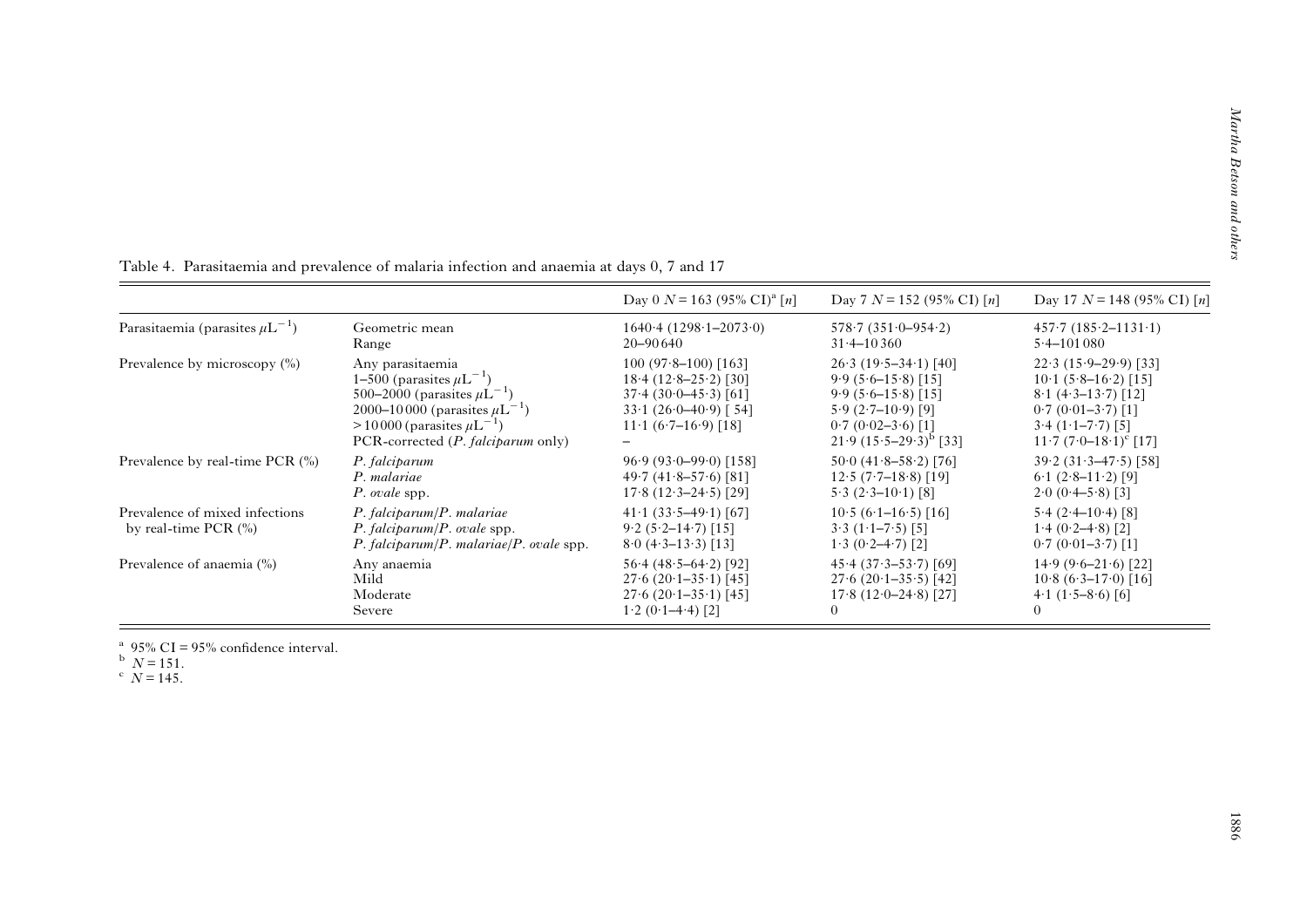Table 4. Parasitaemia and prevalence of malaria infection and anaemia at days 0, 7 and 17

| | | Day 0 $N = 163$ (95% CI)[a] [n] | Day 7 $N = 152$ (95% CI) [n] | Day 17 $N = 148$ (95% CI) [n] |
|---|---|---|---|---|
| Parasitaemia (parasites $\mu L^{-1}$) | Geometric mean | 1640·4 (1298·1–2073·0) | 578·7 (351·0–954·2) | 457·7 (185·2–1131·1) |
| | Range | 20–90 640 | 31·4–10 360 | 5·4–101 080 |
| Prevalence by microscopy (%) | Any parasitaemia | 100 (97·8–100) [163] | 26·3 (19·5–34·1) [40] | 22·3 (15·9–29·9) [33] |
| | 1–500 (parasites $\mu L^{-1}$) | 18·4 (12·8–25·2) [30] | 9·9 (5·6–15·8) [15] | 10·1 (5·8–16·2) [15] |
| | 500–2000 (parasites $\mu L^{-1}$) | 37·4 (30·0–45·3) [61] | 9·9 (5·6–15·8) [15] | 8·1 (4·3–13·7) [12] |
| | 2000–10 000 (parasites $\mu L^{-1}$) | 33·1 (26·0–40·9) [54] | 5·9 (2·7–10·9) [9] | 0·7 (0·01–3·7) [1] |
| | >10 000 (parasites $\mu L^{-1}$) | 11·1 (6·7–16·9) [18] | 0·7 (0·02–3·6) [1] | 3·4 (1·1–7·7) [5] |
| | PCR-corrected (*P. falciparum* only) | – | 21·9 (15·5–29·3)[b] [33] | 11·7 (7·0–18·1)[c] [17] |
| Prevalence by real-time PCR (%) | *P. falciparum* | 96·9 (93·0–99·0) [158] | 50·0 (41·8–58·2) [76] | 39·2 (31·3–47·5) [58] |
| | *P. malariae* | 49·7 (41·8–57·6) [81] | 12·5 (7·7–18·8) [19] | 6·1 (2·8–11·2) [9] |
| | *P. ovale* spp. | 17·8 (12·3–24·5) [29] | 5·3 (2·3–10·1) [8] | 2·0 (0·4–5·8) [3] |
| Prevalence of mixed infections by real-time PCR (%) | *P. falciparum*/*P. malariae* | 41·1 (33·5–49·1) [67] | 10·5 (6·1–16·5) [16] | 5·4 (2·4–10·4) [8] |
| | *P. falciparum*/*P. ovale* spp. | 9·2 (5·2–14·7) [15] | 3·3 (1·1–7·5) [5] | 1·4 (0·2–4·8) [2] |
| | *P. falciparum*/*P. malariae*/*P. ovale* spp. | 8·0 (4·3–13·3) [13] | 1·3 (0·2–4·7) [2] | 0·7 (0·01–3·7) [1] |
| Prevalence of anaemia (%) | Any anaemia | 56·4 (48·5–64·2) [92] | 45·4 (37·3–53·7) [69] | 14·9 (9·6–21·6) [22] |
| | Mild | 27·6 (20·1–35·1) [45] | 27·6 (20·1–35·5) [42] | 10·8 (6·3–17·0) [16] |
| | Moderate | 27·6 (20·1–35·1) [45] | 17·8 (12·0–24·8) [27] | 4·1 (1·5–8·6) [6] |
| | Severe | 1·2 (0·1–4·4) [2] | 0 | 0 |

[a] 95% CI = 95% confidence interval.
[b] $N = 151$.
[c] $N = 145$.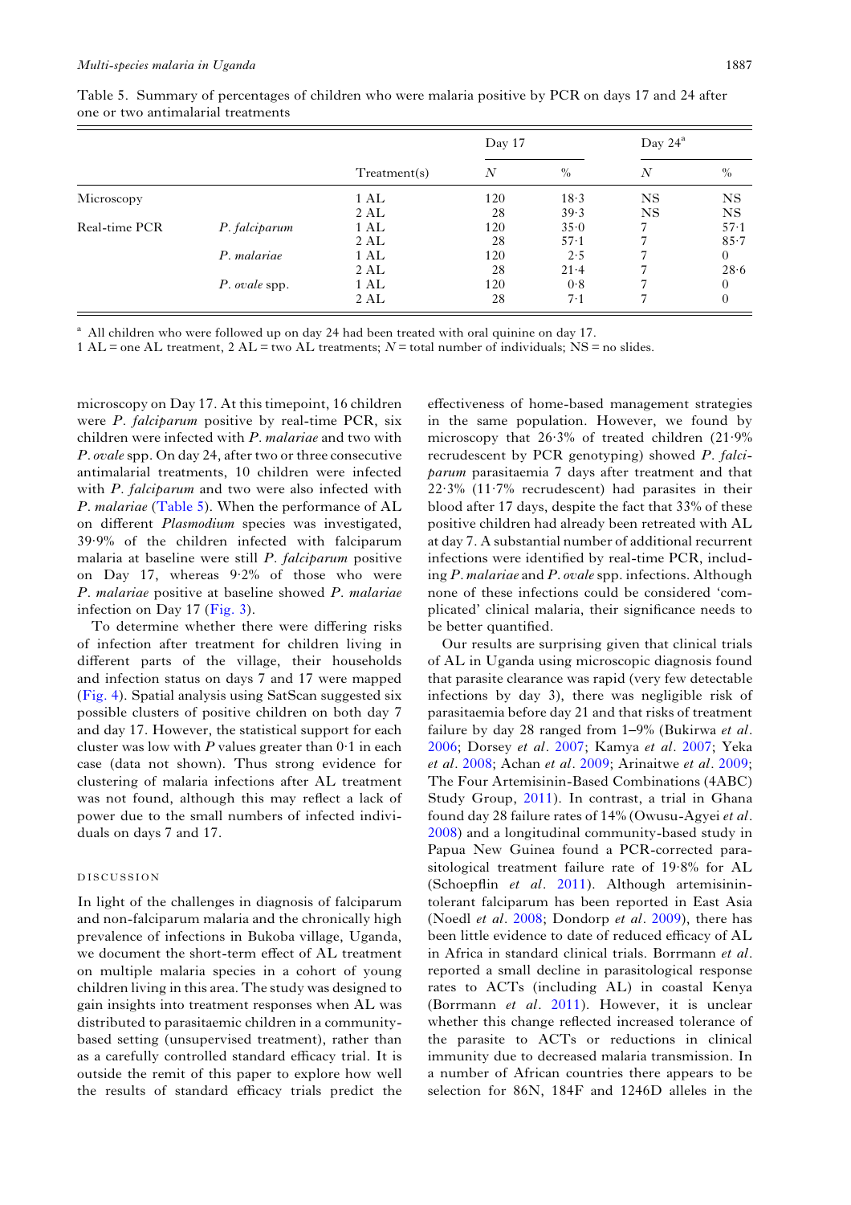Table 5. Summary of percentages of children who were malaria positive by PCR on days 17 and 24 after one or two antimalarial treatments

| | | Treatment(s) | Day 17 | | Day 24[a] | |
|---|---|---|---|---|---|---|
| | | | *N* | % | *N* | % |
| Microscopy | | 1 AL | 120 | 18·3 | NS | NS |
| | | 2 AL | 28 | 39·3 | NS | NS |
| Real-time PCR | *P. falciparum* | 1 AL | 120 | 35·0 | 7 | 57·1 |
| | | 2 AL | 28 | 57·1 | 7 | 85·7 |
| | *P. malariae* | 1 AL | 120 | 2·5 | 7 | 0 |
| | | 2 AL | 28 | 21·4 | 7 | 28·6 |
| | *P. ovale* spp. | 1 AL | 120 | 0·8 | 7 | 0 |
| | | 2 AL | 28 | 7·1 | 7 | 0 |

[a] All children who were followed up on day 24 had been treated with oral quinine on day 17.

1 AL = one AL treatment, 2 AL = two AL treatments; *N* = total number of individuals; NS = no slides.

microscopy on Day 17. At this timepoint, 16 children were *P. falciparum* positive by real-time PCR, six children were infected with *P. malariae* and two with *P. ovale* spp. On day 24, after two or three consecutive antimalarial treatments, 10 children were infected with *P. falciparum* and two were also infected with *P. malariae* (Table 5). When the performance of AL on different *Plasmodium* species was investigated, 39·9% of the children infected with falciparum malaria at baseline were still *P. falciparum* positive on Day 17, whereas 9·2% of those who were *P. malariae* positive at baseline showed *P. malariae* infection on Day 17 (Fig. 3).

To determine whether there were differing risks of infection after treatment for children living in different parts of the village, their households and infection status on days 7 and 17 were mapped (Fig. 4). Spatial analysis using SatScan suggested six possible clusters of positive children on both day 7 and day 17. However, the statistical support for each cluster was low with *P* values greater than 0·1 in each case (data not shown). Thus strong evidence for clustering of malaria infections after AL treatment was not found, although this may reflect a lack of power due to the small numbers of infected individuals on days 7 and 17.

## DISCUSSION

In light of the challenges in diagnosis of falciparum and non-falciparum malaria and the chronically high prevalence of infections in Bukoba village, Uganda, we document the short-term effect of AL treatment on multiple malaria species in a cohort of young children living in this area. The study was designed to gain insights into treatment responses when AL was distributed to parasitaemic children in a community-based setting (unsupervised treatment), rather than as a carefully controlled standard efficacy trial. It is outside the remit of this paper to explore how well the results of standard efficacy trials predict the effectiveness of home-based management strategies in the same population. However, we found by microscopy that 26·3% of treated children (21·9% recrudescent by PCR genotyping) showed *P. falciparum* parasitaemia 7 days after treatment and that 22·3% (11·7% recrudescent) had parasites in their blood after 17 days, despite the fact that 33% of these positive children had already been retreated with AL at day 7. A substantial number of additional recurrent infections were identified by real-time PCR, including *P. malariae* and *P. ovale* spp. infections. Although none of these infections could be considered 'complicated' clinical malaria, their significance needs to be better quantified.

Our results are surprising given that clinical trials of AL in Uganda using microscopic diagnosis found that parasite clearance was rapid (very few detectable infections by day 3), there was negligible risk of parasitaemia before day 21 and that risks of treatment failure by day 28 ranged from 1–9% (Bukirwa *et al*. 2006; Dorsey *et al*. 2007; Kamya *et al*. 2007; Yeka *et al*. 2008; Achan *et al*. 2009; Arinaitwe *et al*. 2009; The Four Artemisinin-Based Combinations (4ABC) Study Group, 2011). In contrast, a trial in Ghana found day 28 failure rates of 14% (Owusu-Agyei *et al*. 2008) and a longitudinal community-based study in Papua New Guinea found a PCR-corrected parasitological treatment failure rate of 19·8% for AL (Schoepflin *et al*. 2011). Although artemisinin-tolerant falciparum has been reported in East Asia (Noedl *et al*. 2008; Dondorp *et al*. 2009), there has been little evidence to date of reduced efficacy of AL in Africa in standard clinical trials. Borrmann *et al*. reported a small decline in parasitological response rates to ACTs (including AL) in coastal Kenya (Borrmann *et al*. 2011). However, it is unclear whether this change reflected increased tolerance of the parasite to ACTs or reductions in clinical immunity due to decreased malaria transmission. In a number of African countries there appears to be selection for 86N, 184F and 1246D alleles in the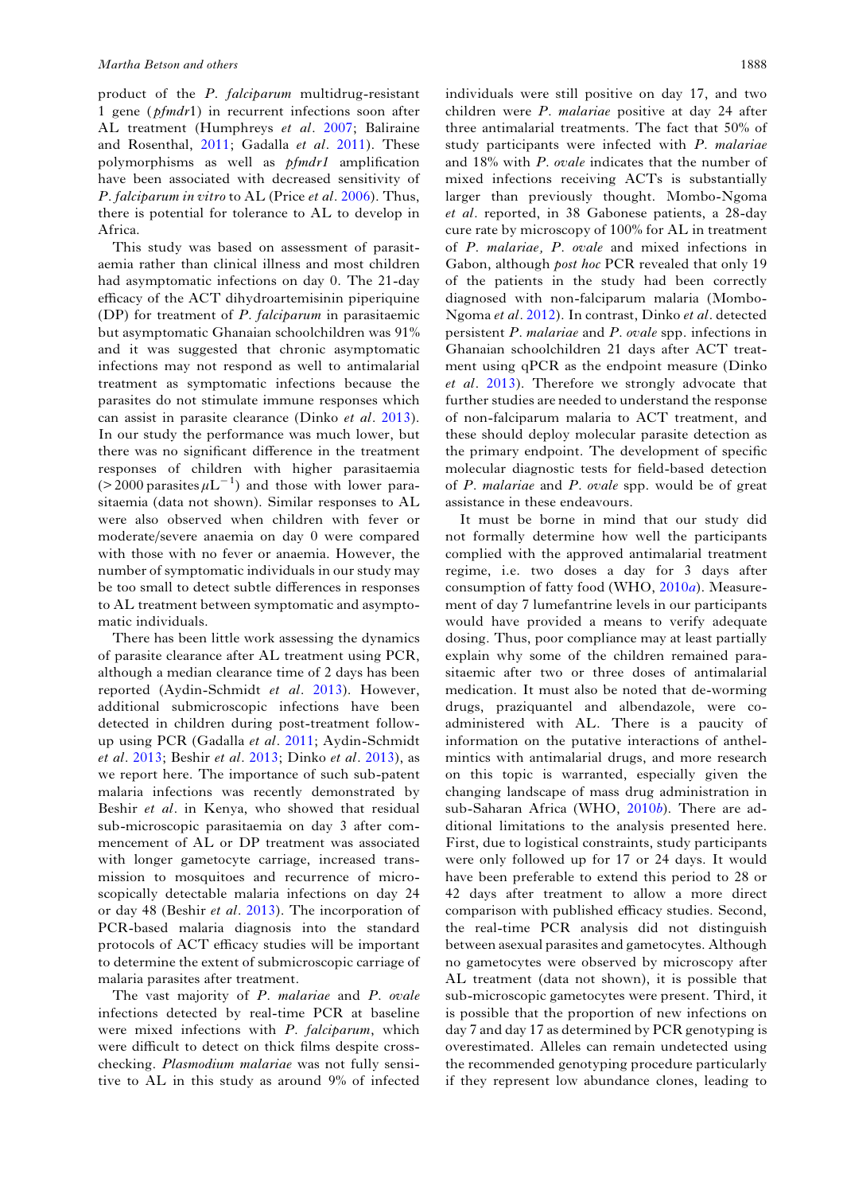product of the *P. falciparum* multidrug-resistant 1 gene (*pfmdr*1) in recurrent infections soon after AL treatment (Humphreys *et al*. 2007; Baliraine and Rosenthal, 2011; Gadalla *et al*. 2011). These polymorphisms as well as *pfmdr1* amplification have been associated with decreased sensitivity of *P. falciparum in vitro* to AL (Price *et al*. 2006). Thus, there is potential for tolerance to AL to develop in Africa.

This study was based on assessment of parasitaemia rather than clinical illness and most children had asymptomatic infections on day 0. The 21-day efficacy of the ACT dihydroartemisinin piperiquine (DP) for treatment of *P. falciparum* in parasitaemic but asymptomatic Ghanaian schoolchildren was 91% and it was suggested that chronic asymptomatic infections may not respond as well to antimalarial treatment as symptomatic infections because the parasites do not stimulate immune responses which can assist in parasite clearance (Dinko *et al*. 2013). In our study the performance was much lower, but there was no significant difference in the treatment responses of children with higher parasitaemia (>2000 parasites $\mu L^{-1}$) and those with lower parasitaemia (data not shown). Similar responses to AL were also observed when children with fever or moderate/severe anaemia on day 0 were compared with those with no fever or anaemia. However, the number of symptomatic individuals in our study may be too small to detect subtle differences in responses to AL treatment between symptomatic and asymptomatic individuals.

There has been little work assessing the dynamics of parasite clearance after AL treatment using PCR, although a median clearance time of 2 days has been reported (Aydin-Schmidt *et al*. 2013). However, additional submicroscopic infections have been detected in children during post-treatment follow-up using PCR (Gadalla *et al*. 2011; Aydin-Schmidt *et al*. 2013; Beshir *et al*. 2013; Dinko *et al*. 2013), as we report here. The importance of such sub-patent malaria infections was recently demonstrated by Beshir *et al*. in Kenya, who showed that residual sub-microscopic parasitaemia on day 3 after commencement of AL or DP treatment was associated with longer gametocyte carriage, increased transmission to mosquitoes and recurrence of microscopically detectable malaria infections on day 24 or day 48 (Beshir *et al*. 2013). The incorporation of PCR-based malaria diagnosis into the standard protocols of ACT efficacy studies will be important to determine the extent of submicroscopic carriage of malaria parasites after treatment.

The vast majority of *P. malariae* and *P. ovale* infections detected by real-time PCR at baseline were mixed infections with *P. falciparum*, which were difficult to detect on thick films despite cross-checking. *Plasmodium malariae* was not fully sensitive to AL in this study as around 9% of infected individuals were still positive on day 17, and two children were *P. malariae* positive at day 24 after three antimalarial treatments. The fact that 50% of study participants were infected with *P. malariae* and 18% with *P. ovale* indicates that the number of mixed infections receiving ACTs is substantially larger than previously thought. Mombo-Ngoma *et al*. reported, in 38 Gabonese patients, a 28-day cure rate by microscopy of 100% for AL in treatment of *P. malariae, P. ovale* and mixed infections in Gabon, although *post hoc* PCR revealed that only 19 of the patients in the study had been correctly diagnosed with non-falciparum malaria (Mombo-Ngoma *et al*. 2012). In contrast, Dinko *et al*. detected persistent *P. malariae* and *P. ovale* spp. infections in Ghanaian schoolchildren 21 days after ACT treatment using qPCR as the endpoint measure (Dinko *et al*. 2013). Therefore we strongly advocate that further studies are needed to understand the response of non-falciparum malaria to ACT treatment, and these should deploy molecular parasite detection as the primary endpoint. The development of specific molecular diagnostic tests for field-based detection of *P. malariae* and *P. ovale* spp. would be of great assistance in these endeavours.

It must be borne in mind that our study did not formally determine how well the participants complied with the approved antimalarial treatment regime, i.e. two doses a day for 3 days after consumption of fatty food (WHO, 2010*a*). Measurement of day 7 lumefantrine levels in our participants would have provided a means to verify adequate dosing. Thus, poor compliance may at least partially explain why some of the children remained parasitaemic after two or three doses of antimalarial medication. It must also be noted that de-worming drugs, praziquantel and albendazole, were co-administered with AL. There is a paucity of information on the putative interactions of anthelmintics with antimalarial drugs, and more research on this topic is warranted, especially given the changing landscape of mass drug administration in sub-Saharan Africa (WHO, 2010*b*). There are additional limitations to the analysis presented here. First, due to logistical constraints, study participants were only followed up for 17 or 24 days. It would have been preferable to extend this period to 28 or 42 days after treatment to allow a more direct comparison with published efficacy studies. Second, the real-time PCR analysis did not distinguish between asexual parasites and gametocytes. Although no gametocytes were observed by microscopy after AL treatment (data not shown), it is possible that sub-microscopic gametocytes were present. Third, it is possible that the proportion of new infections on day 7 and day 17 as determined by PCR genotyping is overestimated. Alleles can remain undetected using the recommended genotyping procedure particularly if they represent low abundance clones, leading to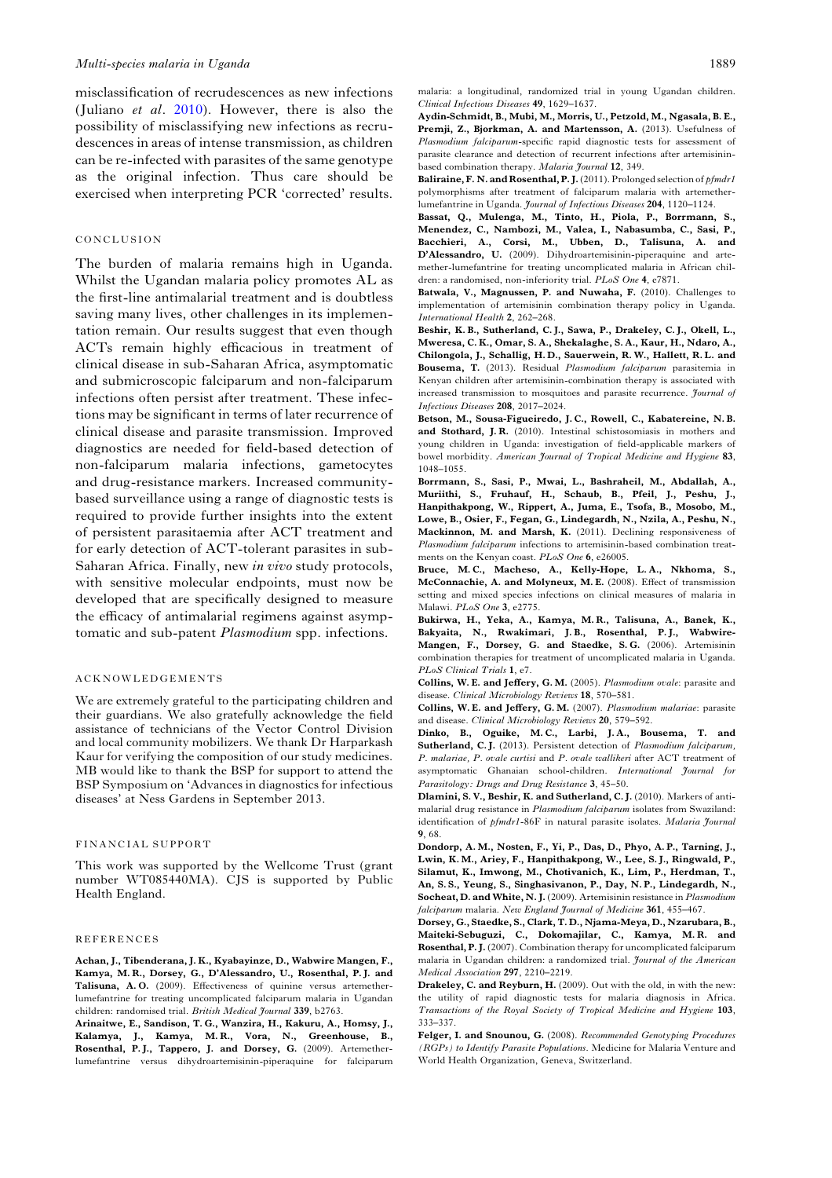misclassification of recrudescences as new infections (Juliano *et al*. 2010). However, there is also the possibility of misclassifying new infections as recrudescences in areas of intense transmission, as children can be re-infected with parasites of the same genotype as the original infection. Thus care should be exercised when interpreting PCR 'corrected' results.

## CONCLUSION

The burden of malaria remains high in Uganda. Whilst the Ugandan malaria policy promotes AL as the first-line antimalarial treatment and is doubtless saving many lives, other challenges in its implementation remain. Our results suggest that even though ACTs remain highly efficacious in treatment of clinical disease in sub-Saharan Africa, asymptomatic and submicroscopic falciparum and non-falciparum infections often persist after treatment. These infections may be significant in terms of later recurrence of clinical disease and parasite transmission. Improved diagnostics are needed for field-based detection of non-falciparum malaria infections, gametocytes and drug-resistance markers. Increased community-based surveillance using a range of diagnostic tests is required to provide further insights into the extent of persistent parasitaemia after ACT treatment and for early detection of ACT-tolerant parasites in sub-Saharan Africa. Finally, new *in vivo* study protocols, with sensitive molecular endpoints, must now be developed that are specifically designed to measure the efficacy of antimalarial regimens against asymptomatic and sub-patent *Plasmodium* spp. infections.

## ACKNOWLEDGEMENTS

We are extremely grateful to the participating children and their guardians. We also gratefully acknowledge the field assistance of technicians of the Vector Control Division and local community mobilizers. We thank Dr Harparkash Kaur for verifying the composition of our study medicines. MB would like to thank the BSP for support to attend the BSP Symposium on 'Advances in diagnostics for infectious diseases' at Ness Gardens in September 2013.

## FINANCIAL SUPPORT

This work was supported by the Wellcome Trust (grant number WT085440MA). CJS is supported by Public Health England.

## REFERENCES

**Achan, J., Tibenderana, J. K., Kyabayinze, D., Wabwire Mangen, F., Kamya, M. R., Dorsey, G., D'Alessandro, U., Rosenthal, P. J. and Talisuna, A. O.** (2009). Effectiveness of quinine versus artemether-lumefantrine for treating uncomplicated falciparum malaria in Ugandan children: randomised trial. *British Medical Journal* **339**, b2763.

**Arinaitwe, E., Sandison, T. G., Wanzira, H., Kakuru, A., Homsy, J., Kalamya, J., Kamya, M. R., Vora, N., Greenhouse, B., Rosenthal, P. J., Tappero, J. and Dorsey, G.** (2009). Artemether-lumefantrine versus dihydroartemisinin-piperaquine for falciparum malaria: a longitudinal, randomized trial in young Ugandan children. *Clinical Infectious Diseases* **49**, 1629–1637.

**Aydin-Schmidt, B., Mubi, M., Morris, U., Petzold, M., Ngasala, B. E., Premji, Z., Bjorkman, A. and Martensson, A.** (2013). Usefulness of *Plasmodium falciparum*-specific rapid diagnostic tests for assessment of parasite clearance and detection of recurrent infections after artemisinin-based combination therapy. *Malaria Journal* **12**, 349.

**Baliraine, F. N. and Rosenthal, P. J.** (2011). Prolonged selection of *pfmdr1* polymorphisms after treatment of falciparum malaria with artemether-lumefantrine in Uganda. *Journal of Infectious Diseases* **204**, 1120–1124.

**Bassat, Q., Mulenga, M., Tinto, H., Piola, P., Borrmann, S., Menendez, C., Nambozi, M., Valea, I., Nabasumba, C., Sasi, P., Bacchieri, A., Corsi, M., Ubben, D., Talisuna, A. and D'Alessandro, U.** (2009). Dihydroartemisinin-piperaquine and artemether-lumefantrine for treating uncomplicated malaria in African children: a randomised, non-inferiority trial. *PLoS One* **4**, e7871.

**Batwala, V., Magnussen, P. and Nuwaha, F.** (2010). Challenges to implementation of artemisinin combination therapy policy in Uganda. *International Health* **2**, 262–268.

**Beshir, K. B., Sutherland, C. J., Sawa, P., Drakeley, C. J., Okell, L., Mweresa, C. K., Omar, S. A., Shekalaghe, S. A., Kaur, H., Ndaro, A., Chilongola, J., Schallig, H. D., Sauerwein, R. W., Hallett, R. L. and Bousema, T.** (2013). Residual *Plasmodium falciparum* parasitemia in Kenyan children after artemisinin-combination therapy is associated with increased transmission to mosquitoes and parasite recurrence. *Journal of Infectious Diseases* **208**, 2017–2024.

**Betson, M., Sousa-Figueiredo, J. C., Rowell, C., Kabatereine, N. B. and Stothard, J. R.** (2010). Intestinal schistosomiasis in mothers and young children in Uganda: investigation of field-applicable markers of bowel morbidity. *American Journal of Tropical Medicine and Hygiene* **83**, 1048–1055.

**Borrmann, S., Sasi, P., Mwai, L., Bashraheil, M., Abdallah, A., Muriithi, S., Fruhauf, H., Schaub, B., Pfeil, J., Peshu, J., Hanpithakpong, W., Rippert, A., Juma, E., Tsofa, B., Mosobo, M., Lowe, B., Osier, F., Fegan, G., Lindegardh, N., Nzila, A., Peshu, N., Mackinnon, M. and Marsh, K.** (2011). Declining responsiveness of *Plasmodium falciparum* infections to artemisinin-based combination treatments on the Kenyan coast. *PLoS One* **6**, e26005.

**Bruce, M. C., Macheso, A., Kelly-Hope, L. A., Nkhoma, S., McConnachie, A. and Molyneux, M. E.** (2008). Effect of transmission setting and mixed species infections on clinical measures of malaria in Malawi. *PLoS One* **3**, e2775.

**Bukirwa, H., Yeka, A., Kamya, M. R., Talisuna, A., Banek, K., Bakyaita, N., Rwakimari, J. B., Rosenthal, P. J., Wabwire-Mangen, F., Dorsey, G. and Staedke, S. G.** (2006). Artemisinin combination therapies for treatment of uncomplicated malaria in Uganda. *PLoS Clinical Trials* **1**, e7.

**Collins, W. E. and Jeffery, G. M.** (2005). *Plasmodium ovale*: parasite and disease. *Clinical Microbiology Reviews* **18**, 570–581.

**Collins, W. E. and Jeffery, G. M.** (2007). *Plasmodium malariae*: parasite and disease. *Clinical Microbiology Reviews* **20**, 579–592.

**Dinko, B., Oguike, M. C., Larbi, J. A., Bousema, T. and Sutherland, C. J.** (2013). Persistent detection of *Plasmodium falciparum*, *P. malariae*, *P. ovale curtisi* and *P. ovale wallikeri* after ACT treatment of asymptomatic Ghanaian school-children. *International Journal for Parasitology: Drugs and Drug Resistance* **3**, 45–50.

**Dlamini, S. V., Beshir, K. B. and Sutherland, C. J.** (2010). Markers of anti-malarial drug resistance in *Plasmodium falciparum* isolates from Swaziland: identification of *pfmdr1*-86F in natural parasite isolates. *Malaria Journal* **9**, 68.

**Dondorp, A. M., Nosten, F., Yi, P., Das, D., Phyo, A. P., Tarning, J., Lwin, K. M., Ariey, F., Hanpithakpong, W., Lee, S. J., Ringwald, P., Silamut, K., Imwong, M., Chotivanich, K., Lim, P., Herdman, T., An, S. S., Yeung, S., Singhasivanon, P., Day, N. P., Lindegardh, N., Socheat, D. and White, N. J.** (2009). Artemisinin resistance in *Plasmodium falciparum* malaria. *New England Journal of Medicine* **361**, 455–467.

**Dorsey, G., Staedke, S., Clark, T. D., Njama-Meya, D., Nzarubara, B., Maiteki-Sebuguzi, C., Dokomajilar, C., Kamya, M. R. and Rosenthal, P. J.** (2007). Combination therapy for uncomplicated falciparum malaria in Ugandan children: a randomized trial. *Journal of the American Medical Association* **297**, 2210–2219.

**Drakeley, C. and Reyburn, H.** (2009). Out with the old, in with the new: the utility of rapid diagnostic tests for malaria diagnosis in Africa. *Transactions of the Royal Society of Tropical Medicine and Hygiene* **103**, 333–337.

**Felger, I. and Snounou, G.** (2008). *Recommended Genotyping Procedures (RGPs) to Identify Parasite Populations*. Medicine for Malaria Venture and World Health Organization, Geneva, Switzerland.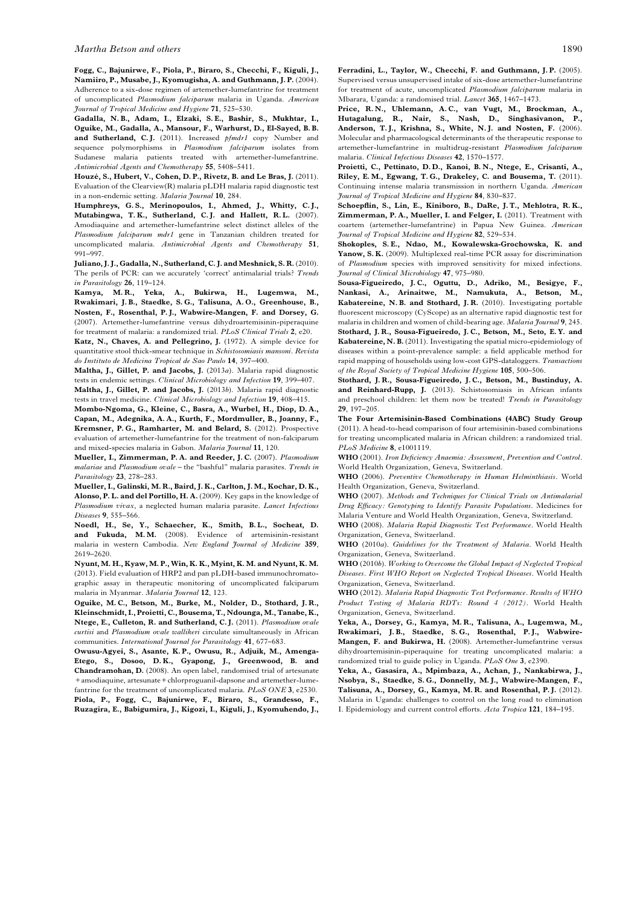**Fogg, C., Bajunirwe, F., Piola, P., Biraro, S., Checchi, F., Kiguli, J., Namiiro, P., Musabe, J., Kyomugisha, A. and Guthmann, J. P.** (2004). Adherence to a six-dose regimen of artemether-lumefantrine for treatment of uncomplicated *Plasmodium falciparum* malaria in Uganda. *American Journal of Tropical Medicine and Hygiene* **71**, 525–530.

**Gadalla, N. B., Adam, I., Elzaki, S. E., Bashir, S., Mukhtar, I., Oguike, M., Gadalla, A., Mansour, F., Warhurst, D., El-Sayed, B. B. and Sutherland, C. J.** (2011). Increased *pfmdr1* copy Number and sequence polymorphisms in *Plasmodium falciparum* isolates from Sudanese malaria patients treated with artemether-lumefantrine. *Antimicrobial Agents and Chemotherapy* **55**, 5408–5411.

**Houzé, S., Hubert, V., Cohen, D. P., Rivetz, B. and Le Bras, J.** (2011). Evaluation of the Clearview(R) malaria pLDH malaria rapid diagnostic test in a non-endemic setting. *Malaria Journal* **10**, 284.

**Humphreys, G. S., Merinopoulos, I., Ahmed, J., Whitty, C. J., Mutabingwa, T. K., Sutherland, C. J. and Hallett, R. L.** (2007). Amodiaquine and artemether-lumefantrine select distinct alleles of the *Plasmodium falciparum mdr1* gene in Tanzanian children treated for uncomplicated malaria. *Antimicrobial Agents and Chemotherapy* **51**, 991–997.

**Juliano, J. J., Gadalla, N., Sutherland, C. J. and Meshnick, S. R.** (2010). The perils of PCR: can we accurately 'correct' antimalarial trials? *Trends in Parasitology* **26**, 119–124.

**Kamya, M. R., Yeka, A., Bukirwa, H., Lugemwa, M., Rwakimari, J. B., Staedke, S. G., Talisuna, A. O., Greenhouse, B., Nosten, F., Rosenthal, P. J., Wabwire-Mangen, F. and Dorsey, G.** (2007). Artemether-lumefantrine versus dihydroartemisinin-piperaquine for treatment of malaria: a randomized trial. *PLoS Clinical Trials* **2**, e20.

**Katz, N., Chaves, A. and Pellegrino, J.** (1972). A simple device for quantitative stool thick-smear technique in *Schistosomiasis mansoni*. *Revista do Instituto de Medicina Tropical de Sao Paulo* **14**, 397–400.

**Maltha, J., Gillet, P. and Jacobs, J.** (2013*a*). Malaria rapid diagnostic tests in endemic settings. *Clinical Microbiology and Infection* **19**, 399–407.

**Maltha, J., Gillet, P. and Jacobs, J.** (2013*b*). Malaria rapid diagnostic tests in travel medicine. *Clinical Microbiology and Infection* **19**, 408–415.

**Mombo-Ngoma, G., Kleine, C., Basra, A., Wurbel, H., Diop, D. A., Capan, M., Adegnika, A. A., Kurth, F., Mordmuller, B., Joanny, F., Kremsner, P. G., Ramharter, M. and Belard, S.** (2012). Prospective evaluation of artemether-lumefantrine for the treatment of non-falciparum and mixed-species malaria in Gabon. *Malaria Journal* **11**, 120.

**Mueller, I., Zimmerman, P. A. and Reeder, J. C.** (2007). *Plasmodium malariae* and *Plasmodium ovale* – the "bashful" malaria parasites. *Trends in Parasitology* **23**, 278–283.

**Mueller, I., Galinski, M. R., Baird, J. K., Carlton, J. M., Kochar, D. K., Alonso, P. L. and del Portillo, H. A.** (2009). Key gaps in the knowledge of *Plasmodium vivax*, a neglected human malaria parasite. *Lancet Infectious Diseases* **9**, 555–566.

**Noedl, H., Se, Y., Schaecher, K., Smith, B. L., Socheat, D. and Fukuda, M. M.** (2008). Evidence of artemisinin-resistant malaria in western Cambodia. *New England Journal of Medicine* **359**, 2619–2620.

**Nyunt, M. H., Kyaw, M. P., Win, K. K., Myint, K. M. and Nyunt, K. M.** (2013). Field evaluation of HRP2 and pan pLDH-based immunochromatographic assay in therapeutic monitoring of uncomplicated falciparum malaria in Myanmar. *Malaria Journal* **12**, 123.

**Oguike, M. C., Betson, M., Burke, M., Nolder, D., Stothard, J. R., Kleinschmidt, I., Proietti, C., Bousema, T., Ndounga, M., Tanabe, K., Ntege, E., Culleton, R. and Sutherland, C. J.** (2011). *Plasmodium ovale curtisi* and *Plasmodium ovale wallikeri* circulate simultaneously in African communities. *International Journal for Parasitology* **41**, 677–683.

**Owusu-Agyei, S., Asante, K. P., Owusu, R., Adjuik, M., Amenga-Etego, S., Dosoo, D. K., Gyapong, J., Greenwood, B. and Chandramohan, D.** (2008). An open label, randomised trial of artesunate + amodiaquine, artesunate + chlorproguanil-dapsone and artemether-lumefantrine for the treatment of uncomplicated malaria. *PLoS ONE* **3**, e2530.

**Piola, P., Fogg, C., Bajunirwe, F., Biraro, S., Grandesso, F., Ruzagira, E., Babigumira, J., Kigozi, I., Kiguli, J., Kyomuhendo, J., Ferradini, L., Taylor, W., Checchi, F. and Guthmann, J. P.** (2005). Supervised versus unsupervised intake of six-dose artemether-lumefantrine for treatment of acute, uncomplicated *Plasmodium falciparum* malaria in Mbarara, Uganda: a randomised trial. *Lancet* **365**, 1467–1473.

**Price, R. N., Uhlemann, A. C., van Vugt, M., Brockman, A., Hutagalung, R., Nair, S., Nash, D., Singhasivanon, P., Anderson, T. J., Krishna, S., White, N. J. and Nosten, F.** (2006). Molecular and pharmacological determinants of the therapeutic response to artemether-lumefantrine in multidrug-resistant *Plasmodium falciparum* malaria. *Clinical Infectious Diseases* **42**, 1570–1577.

**Proietti, C., Pettinato, D. D., Kanoi, B. N., Ntege, E., Crisanti, A., Riley, E. M., Egwang, T. G., Drakeley, C. and Bousema, T.** (2011). Continuing intense malaria transmission in northern Uganda. *American Journal of Tropical Medicine and Hygiene* **84**, 830–837.

**Schoepflin, S., Lin, E., Kiniboro, B., DaRe, J. T., Mehlotra, R. K., Zimmerman, P. A., Mueller, I. and Felger, I.** (2011). Treatment with coartem (artemether-lumefantrine) in Papua New Guinea. *American Journal of Tropical Medicine and Hygiene* **82**, 529–534.

**Shokoples, S. E., Ndao, M., Kowalewska-Grochowska, K. and Yanow, S. K.** (2009). Multiplexed real-time PCR assay for discrimination of *Plasmodium* species with improved sensitivity for mixed infections. *Journal of Clinical Microbiology* **47**, 975–980.

**Sousa-Figueiredo, J. C., Oguttu, D., Adriko, M., Besigye, F., Nankasi, A., Arinaitwe, M., Namukuta, A., Betson, M., Kabatereine, N. B. and Stothard, J. R.** (2010). Investigating portable fluorescent microscopy (CyScope) as an alternative rapid diagnostic test for malaria in children and women of child-bearing age. *Malaria Journal* **9**, 245.

**Stothard, J. R., Sousa-Figueiredo, J. C., Betson, M., Seto, E. Y. and Kabatereine, N. B.** (2011). Investigating the spatial micro-epidemiology of diseases within a point-prevalence sample: a field applicable method for rapid mapping of households using low-cost GPS-dataloggers. *Transactions of the Royal Society of Tropical Medicine Hygiene* **105**, 500–506.

**Stothard, J. R., Sousa-Figueiredo, J. C., Betson, M., Bustinduy, A. and Reinhard-Rupp, J.** (2013). Schistosomiasis in African infants and preschool children: let them now be treated! *Trends in Parasitology* **29**, 197–205.

**The Four Artemisinin-Based Combinations (4ABC) Study Group** (2011). A head-to-head comparison of four artemisinin-based combinations for treating uncomplicated malaria in African children: a randomized trial. *PLoS Medicine* **8**, e1001119.

**WHO** (2001). *Iron Deficiency Anaemia: Assessment, Prevention and Control*. World Health Organization, Geneva, Switzerland.

**WHO** (2006). *Preventive Chemotherapy in Human Helminthiasis*. World Health Organization, Geneva, Switzerland.

**WHO** (2007). *Methods and Techniques for Clinical Trials on Antimalarial Drug Efficacy: Genotyping to Identify Parasite Populations*. Medicines for Malaria Venture and World Health Organization, Geneva, Switzerland.

**WHO** (2008). *Malaria Rapid Diagnostic Test Performance*. World Health Organization, Geneva, Switzerland.

**WHO** (2010*a*). *Guidelines for the Treatment of Malaria*. World Health Organization, Geneva, Switzerland.

**WHO** (2010*b*). *Working to Overcome the Global Impact of Neglected Tropical Diseases. First WHO Report on Neglected Tropical Diseases*. World Health Organization, Geneva, Switzerland.

**WHO** (2012). *Malaria Rapid Diagnostic Test Performance. Results of WHO Product Testing of Malaria RDTs: Round 4 (2012)*. World Health Organization, Geneva, Switzerland.

**Yeka, A., Dorsey, G., Kamya, M. R., Talisuna, A., Lugemwa, M., Rwakimari, J. B., Staedke, S. G., Rosenthal, P. J., Wabwire-Mangen, F. and Bukirwa, H.** (2008). Artemether-lumefantrine versus dihydroartemisinin-piperaquine for treating uncomplicated malaria: a randomized trial to guide policy in Uganda. *PLoS One* **3**, e2390.

**Yeka, A., Gasasira, A., Mpimbaza, A., Achan, J., Nankabirwa, J., Nsobya, S., Staedke, S. G., Donnelly, M. J., Wabwire-Mangen, F., Talisuna, A., Dorsey, G., Kamya, M. R. and Rosenthal, P. J.** (2012). Malaria in Uganda: challenges to control on the long road to elimination I. Epidemiology and current control efforts. *Acta Tropica* **121**, 184–195.